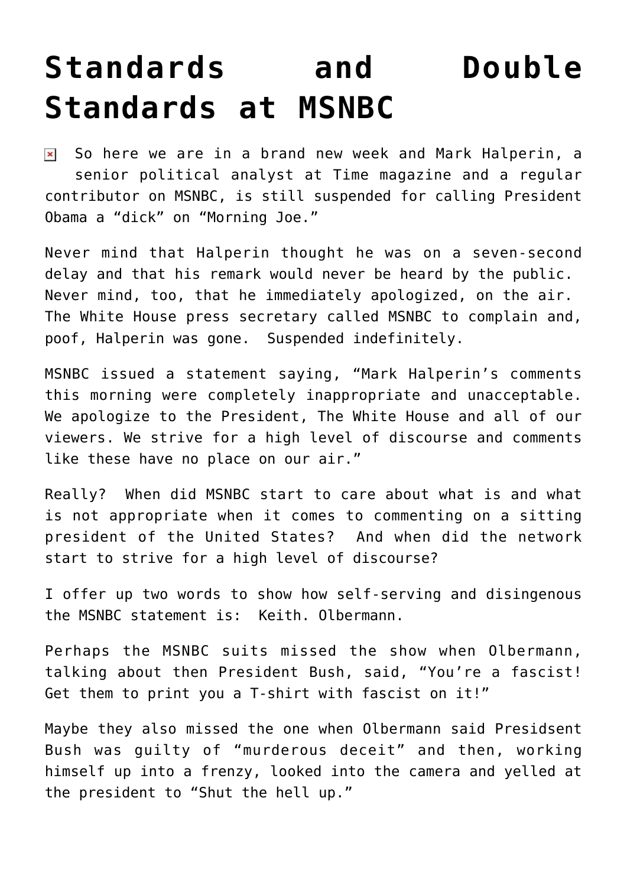# Standards and Double Standards at MSNBC

So here we are in a brand new week and Mark Halperin, a senior political analyst at Time magazine and a regular contributor on MSNBC, is still suspended for calling President Obama a "dick" on "Morning Joe."

Never mind that Halperin thought he was on a seven-second delay and that his remark would never be heard by the public. Never mind, too, that he immediately apologized, on the air. The White House press secretary called MSNBC to complain and, poof, Halperin was gone. Suspended indefinitely.

MSNBC issued a statement saying, "Mark Halperin's comments this morning were completely inappropriate and unacceptable. We apologize to the President, The White House and all of our viewers. We strive for a high level of discourse and comments like these have no place on our air."

Really? When did MSNBC start to care about what is and what is not appropriate when it comes to commenting on a sitting president of the United States? And when did the network start to strive for a high level of discourse?

I offer up two words to show how self-serving and disingenous the MSNBC statement is: Keith. Olbermann.

Perhaps the MSNBC suits missed the show when Olbermann, talking about then President Bush, said, "You're a fascist! Get them to print you a T-shirt with fascist on it!"

Maybe they also missed the one when Olbermann said Presidsent Bush was guilty of "murderous deceit" and then, working himself up into a frenzy, looked into the camera and yelled at the president to "Shut the hell up."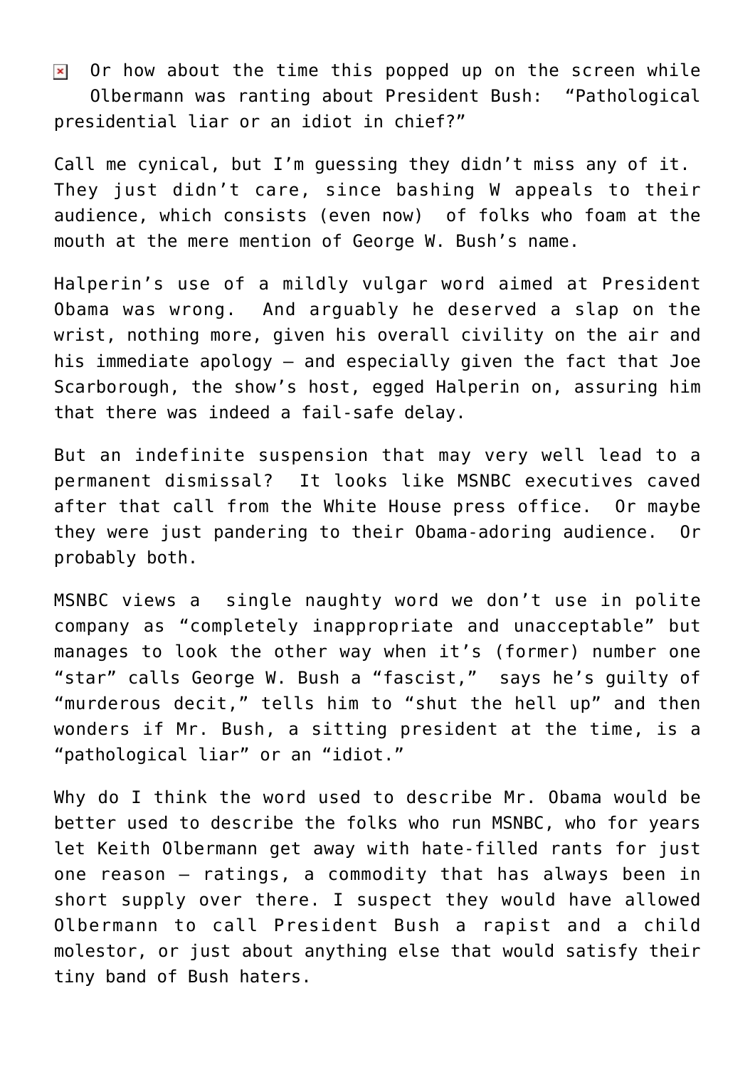Or how about the time this popped up on the screen while Olbermann was ranting about President Bush: "Pathological presidential liar or an idiot in chief?"

Call me cynical, but I'm guessing they didn't miss any of it. They just didn't care, since bashing W appeals to their audience, which consists (even now) of folks who foam at the mouth at the mere mention of George W. Bush's name.

Halperin's use of a mildly vulgar word aimed at President Obama was wrong. And arguably he deserved a slap on the wrist, nothing more, given his overall civility on the air and his immediate apology – and especially given the fact that Joe Scarborough, the show's host, egged Halperin on, assuring him that there was indeed a fail-safe delay.

But an indefinite suspension that may very well lead to a permanent dismissal? It looks like MSNBC executives caved after that call from the White House press office. Or maybe they were just pandering to their Obama-adoring audience. Or probably both.

MSNBC views a single naughty word we don't use in polite company as "completely inappropriate and unacceptable" but manages to look the other way when it's (former) number one "star" calls George W. Bush a "fascist," says he's guilty of "murderous decit," tells him to "shut the hell up" and then wonders if Mr. Bush, a sitting president at the time, is a "pathological liar" or an "idiot."

Why do I think the word used to describe Mr. Obama would be better used to describe the folks who run MSNBC, who for years let Keith Olbermann get away with hate-filled rants for just one reason – ratings, a commodity that has always been in short supply over there. I suspect they would have allowed Olbermann to call President Bush a rapist and a child molestor, or just about anything else that would satisfy their tiny band of Bush haters.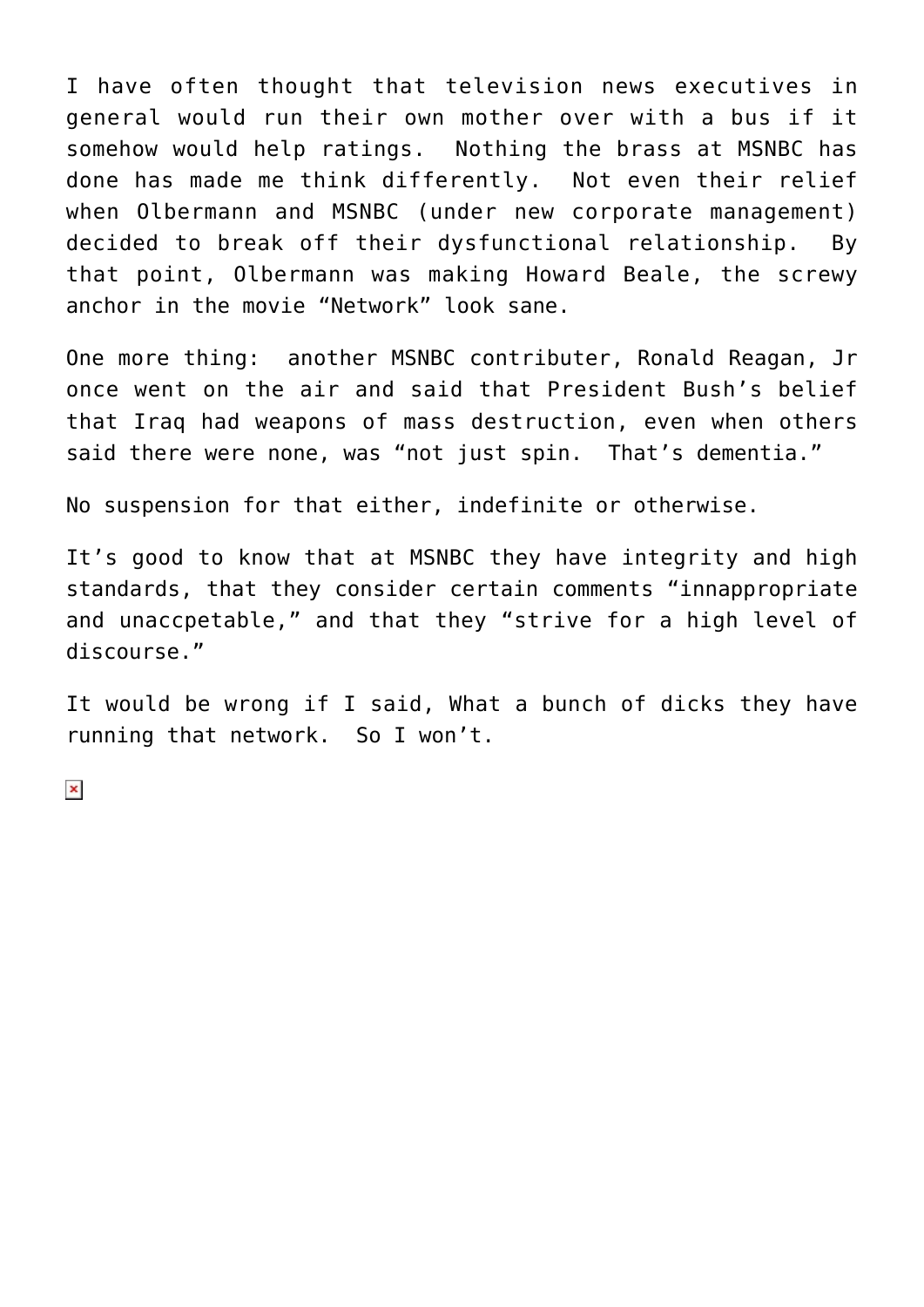I have often thought that television news executives in general would run their own mother over with a bus if it somehow would help ratings. Nothing the brass at MSNBC has done has made me think differently. Not even their relief when Olbermann and MSNBC (under new corporate management) decided to break off their dysfunctional relationship. By that point, Olbermann was making Howard Beale, the screwy anchor in the movie "Network" look sane.

One more thing: another MSNBC contributer, Ronald Reagan, Jr once went on the air and said that President Bush's belief that Iraq had weapons of mass destruction, even when others said there were none, was "not just spin. That's dementia."

No suspension for that either, indefinite or otherwise.

It's good to know that at MSNBC they have integrity and high standards, that they consider certain comments "innappropriate and unaccpetable," and that they "strive for a high level of discourse."

It would be wrong if I said, What a bunch of dicks they have running that network. So I won't.